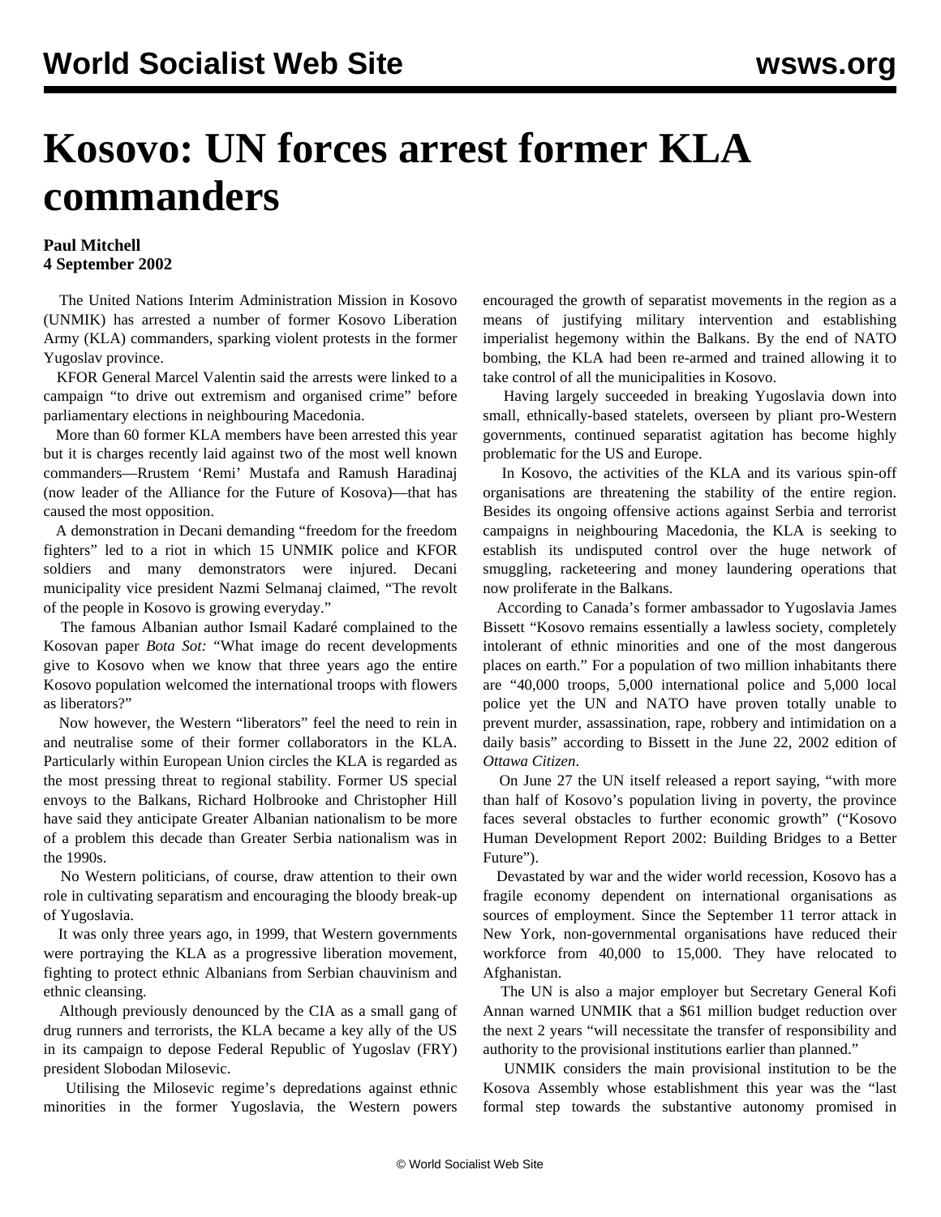# Kosovo: UN forces arrest former KLA commanders

**Paul Mitchell**
**4 September 2002**

The United Nations Interim Administration Mission in Kosovo (UNMIK) has arrested a number of former Kosovo Liberation Army (KLA) commanders, sparking violent protests in the former Yugoslav province.

KFOR General Marcel Valentin said the arrests were linked to a campaign "to drive out extremism and organised crime" before parliamentary elections in neighbouring Macedonia.

More than 60 former KLA members have been arrested this year but it is charges recently laid against two of the most well known commanders—Rrustem 'Remi' Mustafa and Ramush Haradinaj (now leader of the Alliance for the Future of Kosova)—that has caused the most opposition.

A demonstration in Decani demanding "freedom for the freedom fighters" led to a riot in which 15 UNMIK police and KFOR soldiers and many demonstrators were injured. Decani municipality vice president Nazmi Selmanaj claimed, "The revolt of the people in Kosovo is growing everyday."

The famous Albanian author Ismail Kadaré complained to the Kosovan paper *Bota Sot:* "What image do recent developments give to Kosovo when we know that three years ago the entire Kosovo population welcomed the international troops with flowers as liberators?"

Now however, the Western "liberators" feel the need to rein in and neutralise some of their former collaborators in the KLA. Particularly within European Union circles the KLA is regarded as the most pressing threat to regional stability. Former US special envoys to the Balkans, Richard Holbrooke and Christopher Hill have said they anticipate Greater Albanian nationalism to be more of a problem this decade than Greater Serbia nationalism was in the 1990s.

No Western politicians, of course, draw attention to their own role in cultivating separatism and encouraging the bloody break-up of Yugoslavia.

It was only three years ago, in 1999, that Western governments were portraying the KLA as a progressive liberation movement, fighting to protect ethnic Albanians from Serbian chauvinism and ethnic cleansing.

Although previously denounced by the CIA as a small gang of drug runners and terrorists, the KLA became a key ally of the US in its campaign to depose Federal Republic of Yugoslav (FRY) president Slobodan Milosevic.

Utilising the Milosevic regime's depredations against ethnic minorities in the former Yugoslavia, the Western powers encouraged the growth of separatist movements in the region as a means of justifying military intervention and establishing imperialist hegemony within the Balkans. By the end of NATO bombing, the KLA had been re-armed and trained allowing it to take control of all the municipalities in Kosovo.

Having largely succeeded in breaking Yugoslavia down into small, ethnically-based statelets, overseen by pliant pro-Western governments, continued separatist agitation has become highly problematic for the US and Europe.

In Kosovo, the activities of the KLA and its various spin-off organisations are threatening the stability of the entire region. Besides its ongoing offensive actions against Serbia and terrorist campaigns in neighbouring Macedonia, the KLA is seeking to establish its undisputed control over the huge network of smuggling, racketeering and money laundering operations that now proliferate in the Balkans.

According to Canada's former ambassador to Yugoslavia James Bissett "Kosovo remains essentially a lawless society, completely intolerant of ethnic minorities and one of the most dangerous places on earth." For a population of two million inhabitants there are "40,000 troops, 5,000 international police and 5,000 local police yet the UN and NATO have proven totally unable to prevent murder, assassination, rape, robbery and intimidation on a daily basis" according to Bissett in the June 22, 2002 edition of *Ottawa Citizen*.

On June 27 the UN itself released a report saying, "with more than half of Kosovo's population living in poverty, the province faces several obstacles to further economic growth" ("Kosovo Human Development Report 2002: Building Bridges to a Better Future").

Devastated by war and the wider world recession, Kosovo has a fragile economy dependent on international organisations as sources of employment. Since the September 11 terror attack in New York, non-governmental organisations have reduced their workforce from 40,000 to 15,000. They have relocated to Afghanistan.

The UN is also a major employer but Secretary General Kofi Annan warned UNMIK that a $61 million budget reduction over the next 2 years "will necessitate the transfer of responsibility and authority to the provisional institutions earlier than planned."

UNMIK considers the main provisional institution to be the Kosova Assembly whose establishment this year was the "last formal step towards the substantive autonomy promised in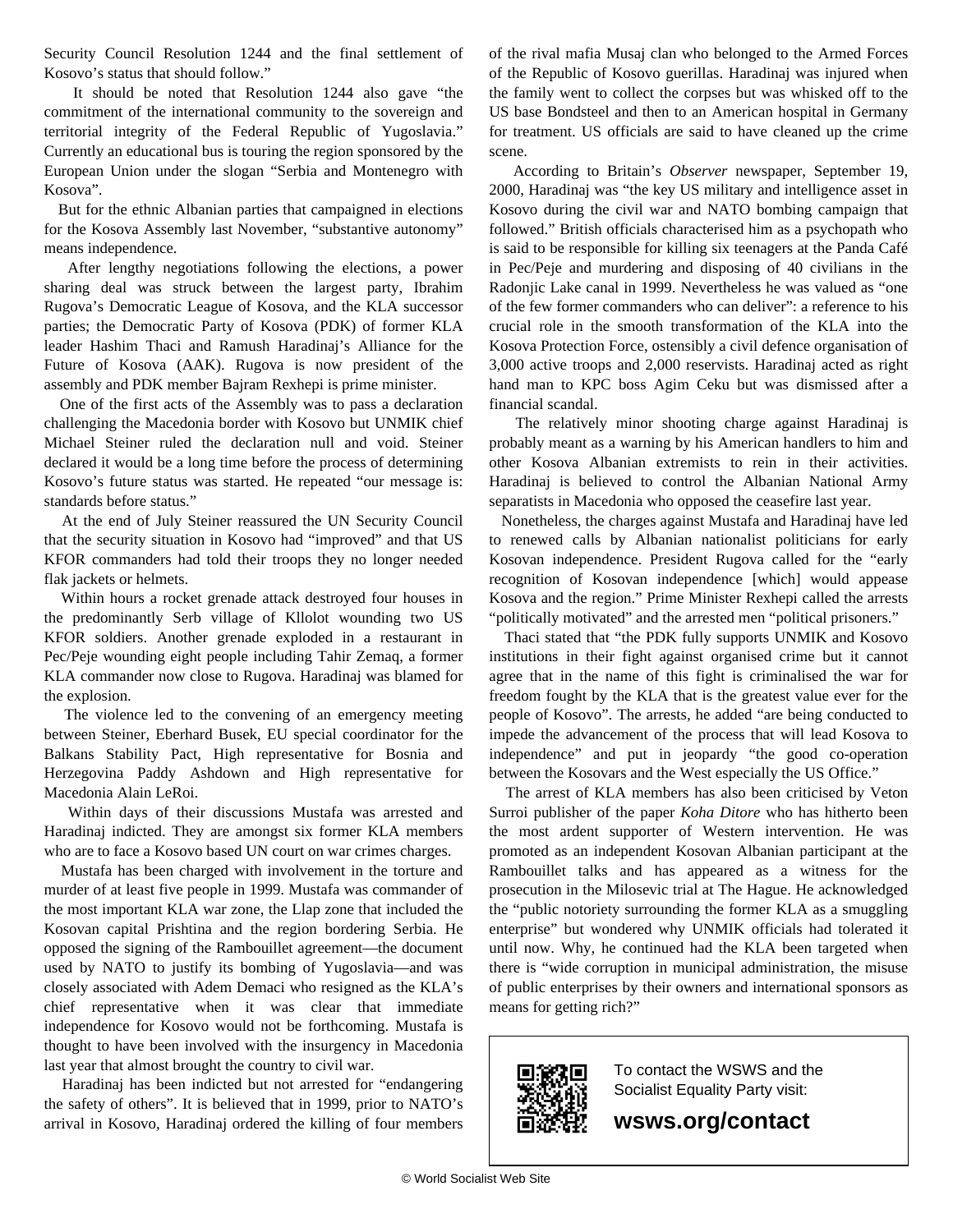Security Council Resolution 1244 and the final settlement of Kosovo's status that should follow."

It should be noted that Resolution 1244 also gave "the commitment of the international community to the sovereign and territorial integrity of the Federal Republic of Yugoslavia." Currently an educational bus is touring the region sponsored by the European Union under the slogan "Serbia and Montenegro with Kosova".

But for the ethnic Albanian parties that campaigned in elections for the Kosova Assembly last November, "substantive autonomy" means independence.

After lengthy negotiations following the elections, a power sharing deal was struck between the largest party, Ibrahim Rugova's Democratic League of Kosova, and the KLA successor parties; the Democratic Party of Kosova (PDK) of former KLA leader Hashim Thaci and Ramush Haradinaj's Alliance for the Future of Kosova (AAK). Rugova is now president of the assembly and PDK member Bajram Rexhepi is prime minister.

One of the first acts of the Assembly was to pass a declaration challenging the Macedonia border with Kosovo but UNMIK chief Michael Steiner ruled the declaration null and void. Steiner declared it would be a long time before the process of determining Kosovo's future status was started. He repeated "our message is: standards before status."

At the end of July Steiner reassured the UN Security Council that the security situation in Kosovo had "improved" and that US KFOR commanders had told their troops they no longer needed flak jackets or helmets.

Within hours a rocket grenade attack destroyed four houses in the predominantly Serb village of Kllolot wounding two US KFOR soldiers. Another grenade exploded in a restaurant in Pec/Peje wounding eight people including Tahir Zemaq, a former KLA commander now close to Rugova. Haradinaj was blamed for the explosion.

The violence led to the convening of an emergency meeting between Steiner, Eberhard Busek, EU special coordinator for the Balkans Stability Pact, High representative for Bosnia and Herzegovina Paddy Ashdown and High representative for Macedonia Alain LeRoi.

Within days of their discussions Mustafa was arrested and Haradinaj indicted. They are amongst six former KLA members who are to face a Kosovo based UN court on war crimes charges.

Mustafa has been charged with involvement in the torture and murder of at least five people in 1999. Mustafa was commander of the most important KLA war zone, the Llap zone that included the Kosovan capital Prishtina and the region bordering Serbia. He opposed the signing of the Rambouillet agreement—the document used by NATO to justify its bombing of Yugoslavia—and was closely associated with Adem Demaci who resigned as the KLA's chief representative when it was clear that immediate independence for Kosovo would not be forthcoming. Mustafa is thought to have been involved with the insurgency in Macedonia last year that almost brought the country to civil war.

Haradinaj has been indicted but not arrested for "endangering the safety of others". It is believed that in 1999, prior to NATO's arrival in Kosovo, Haradinaj ordered the killing of four members of the rival mafia Musaj clan who belonged to the Armed Forces of the Republic of Kosovo guerillas. Haradinaj was injured when the family went to collect the corpses but was whisked off to the US base Bondsteel and then to an American hospital in Germany for treatment. US officials are said to have cleaned up the crime scene.

According to Britain's *Observer* newspaper, September 19, 2000, Haradinaj was "the key US military and intelligence asset in Kosovo during the civil war and NATO bombing campaign that followed." British officials characterised him as a psychopath who is said to be responsible for killing six teenagers at the Panda Café in Pec/Peje and murdering and disposing of 40 civilians in the Radonjic Lake canal in 1999. Nevertheless he was valued as "one of the few former commanders who can deliver": a reference to his crucial role in the smooth transformation of the KLA into the Kosova Protection Force, ostensibly a civil defence organisation of 3,000 active troops and 2,000 reservists. Haradinaj acted as right hand man to KPC boss Agim Ceku but was dismissed after a financial scandal.

The relatively minor shooting charge against Haradinaj is probably meant as a warning by his American handlers to him and other Kosova Albanian extremists to rein in their activities. Haradinaj is believed to control the Albanian National Army separatists in Macedonia who opposed the ceasefire last year.

Nonetheless, the charges against Mustafa and Haradinaj have led to renewed calls by Albanian nationalist politicians for early Kosovan independence. President Rugova called for the "early recognition of Kosovan independence [which] would appease Kosova and the region." Prime Minister Rexhepi called the arrests "politically motivated" and the arrested men "political prisoners."

Thaci stated that "the PDK fully supports UNMIK and Kosovo institutions in their fight against organised crime but it cannot agree that in the name of this fight is criminalised the war for freedom fought by the KLA that is the greatest value ever for the people of Kosovo". The arrests, he added "are being conducted to impede the advancement of the process that will lead Kosova to independence" and put in jeopardy "the good co-operation between the Kosovars and the West especially the US Office."

The arrest of KLA members has also been criticised by Veton Surroi publisher of the paper *Koha Ditore* who has hitherto been the most ardent supporter of Western intervention. He was promoted as an independent Kosovan Albanian participant at the Rambouillet talks and has appeared as a witness for the prosecution in the Milosevic trial at The Hague. He acknowledged the "public notoriety surrounding the former KLA as a smuggling enterprise" but wondered why UNMIK officials had tolerated it until now. Why, he continued had the KLA been targeted when there is "wide corruption in municipal administration, the misuse of public enterprises by their owners and international sponsors as means for getting rich?"

To contact the WSWS and the Socialist Equality Party visit:

**wsws.org/contact**